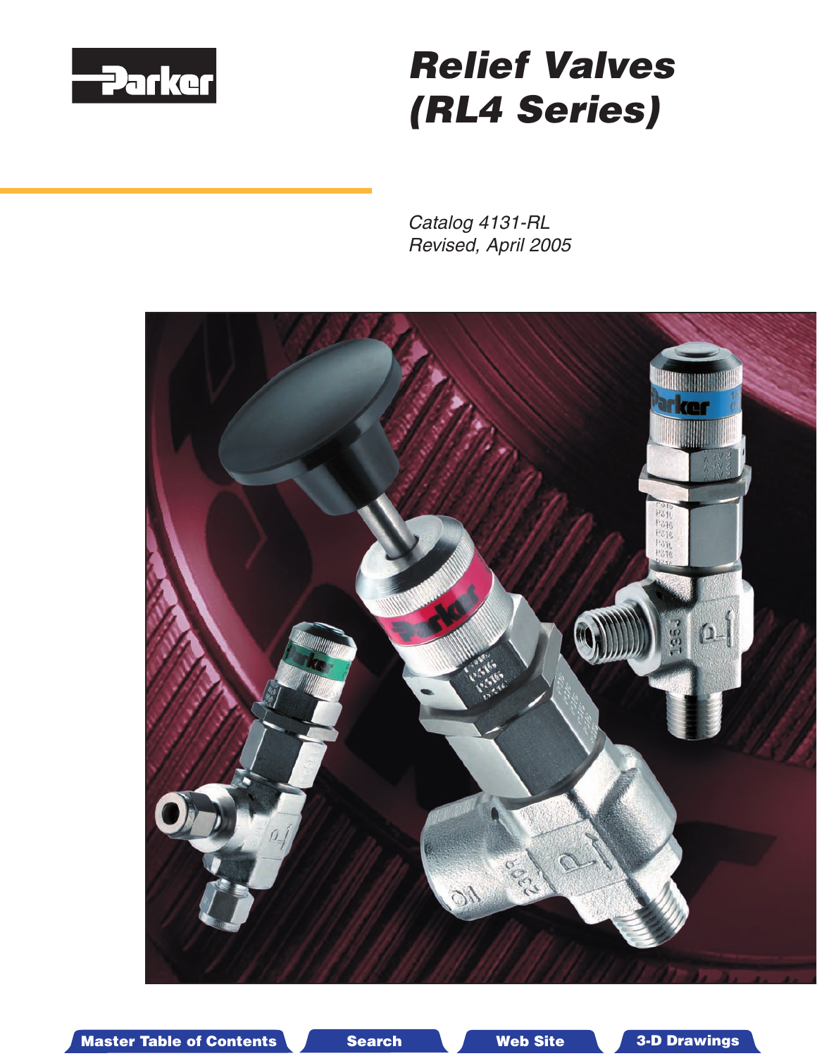# Relief Valves (RL4 Series)

*Catalog 4131-RL*
*Revised, April 2005*

Master Table of Contents | Search | Web Site | 3-D Drawings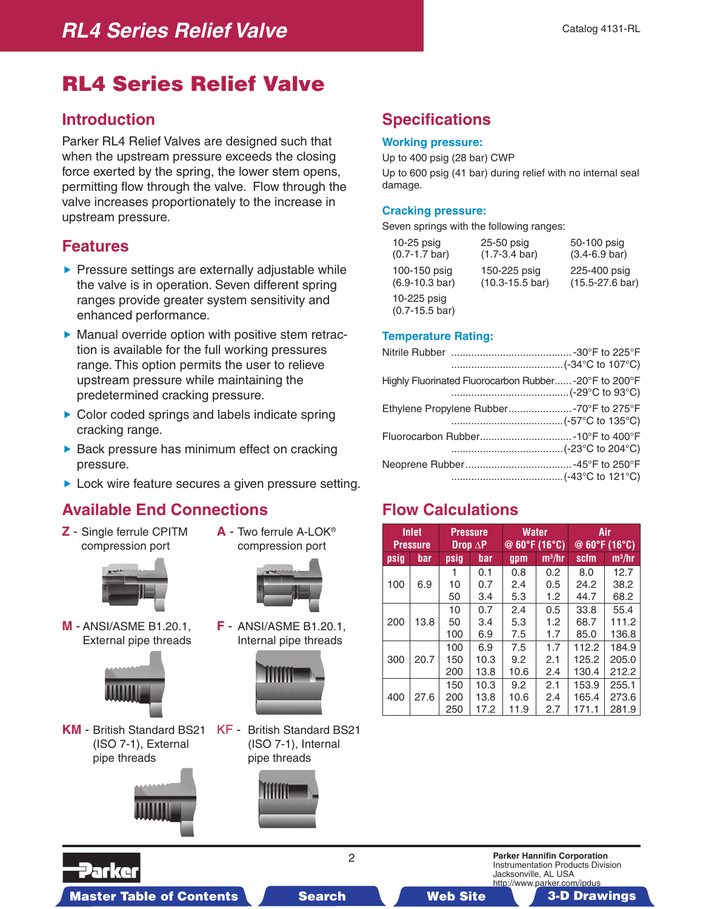# RL4 Series Relief Valve

## Introduction

Parker RL4 Relief Valves are designed such that when the upstream pressure exceeds the closing force exerted by the spring, the lower stem opens, permitting flow through the valve. Flow through the valve increases proportionately to the increase in upstream pressure.

## Features

- Pressure settings are externally adjustable while the valve is in operation. Seven different spring ranges provide greater system sensitivity and enhanced performance.
- Manual override option with positive stem retraction is available for the full working pressures range. This option permits the user to relieve upstream pressure while maintaining the predetermined cracking pressure.
- Color coded springs and labels indicate spring cracking range.
- Back pressure has minimum effect on cracking pressure.
- Lock wire feature secures a given pressure setting.

## Available End Connections

**Z** - Single ferrule CPITM compression port

**A** - Two ferrule A-LOK® compression port

**M** - ANSI/ASME B1.20.1, External pipe threads

**F** - ANSI/ASME B1.20.1, Internal pipe threads

**KM** - British Standard BS21 (ISO 7-1), External pipe threads

**KF** - British Standard BS21 (ISO 7-1), Internal pipe threads

## Specifications

### Working pressure:

Up to 400 psig (28 bar) CWP

Up to 600 psig (41 bar) during relief with no internal seal damage.

### Cracking pressure:

Seven springs with the following ranges:

- 10-25 psig (0.7-1.7 bar)
- 25-50 psig (1.7-3.4 bar)
- 50-100 psig (3.4-6.9 bar)
- 100-150 psig (6.9-10.3 bar)
- 150-225 psig (10.3-15.5 bar)
- 225-400 psig (15.5-27.6 bar)
- 10-225 psig (0.7-15.5 bar)

### Temperature Rating:

| Material | Temperature |
|---|---|
| Nitrile Rubber | -30°F to 225°F (-34°C to 107°C) |
| Highly Fluorinated Fluorocarbon Rubber | -20°F to 200°F (-29°C to 93°C) |
| Ethylene Propylene Rubber | -70°F to 275°F (-57°C to 135°C) |
| Fluorocarbon Rubber | -10°F to 400°F (-23°C to 204°C) |
| Neoprene Rubber | -45°F to 250°F (-43°C to 121°C) |

## Flow Calculations

| Inlet Pressure | | Pressure Drop ΔP | | Water @ 60°F (16°C) | | Air @ 60°F (16°C) | |
|---|---|---|---|---|---|---|---|
| psig | bar | psig | bar | gpm | m³/hr | scfm | m³/hr |
| 100 | 6.9 | 1 | 0.1 | 0.8 | 0.2 | 8.0 | 12.7 |
| | | 10 | 0.7 | 2.4 | 0.5 | 24.2 | 38.2 |
| | | 50 | 3.4 | 5.3 | 1.2 | 44.7 | 68.2 |
| 200 | 13.8 | 10 | 0.7 | 2.4 | 0.5 | 33.8 | 55.4 |
| | | 50 | 3.4 | 5.3 | 1.2 | 68.7 | 111.2 |
| | | 100 | 6.9 | 7.5 | 1.7 | 85.0 | 136.8 |
| 300 | 20.7 | 100 | 6.9 | 7.5 | 1.7 | 112.2 | 184.9 |
| | | 150 | 10.3 | 9.2 | 2.1 | 125.2 | 205.0 |
| | | 200 | 13.8 | 10.6 | 2.4 | 130.4 | 212.2 |
| 400 | 27.6 | 150 | 10.3 | 9.2 | 2.1 | 153.9 | 255.1 |
| | | 200 | 13.8 | 10.6 | 2.4 | 165.4 | 273.6 |
| | | 250 | 17.2 | 11.9 | 2.7 | 171.1 | 281.9 |

Parker Hannifin Corporation
Instrumentation Products Division
Jacksonville, AL USA
http://www.parker.com/ipdus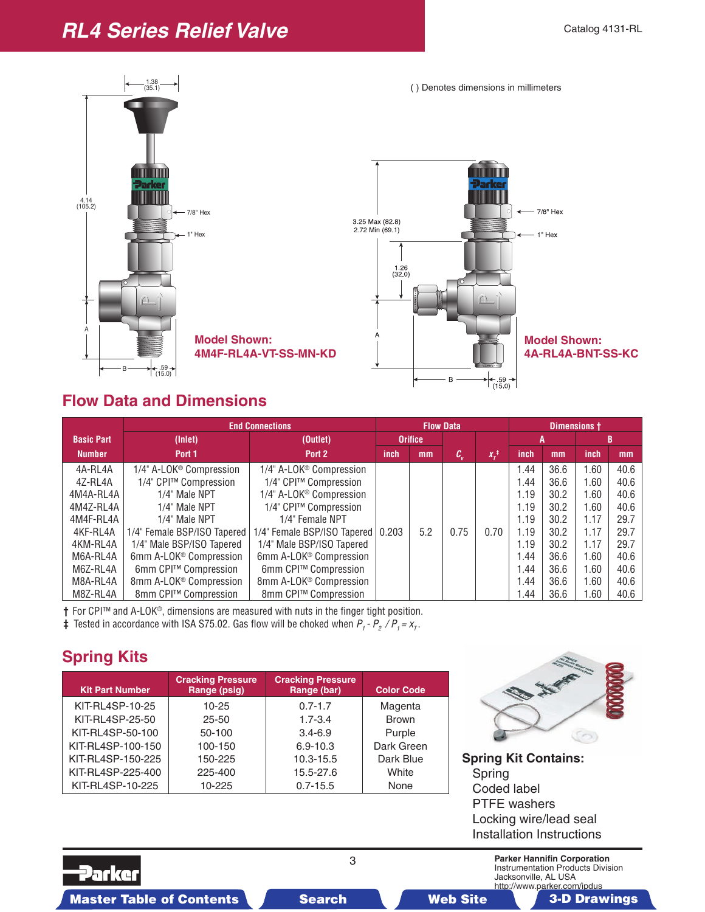# RL4 Series Relief Valve

Catalog 4131-RL

( ) Denotes dimensions in millimeters

1.38 (35.1)

4.14 (105.2)

7/8" Hex

1" Hex

A

B

.59 (15.0)

**Model Shown:**
**4M4F-RL4A-VT-SS-MN-KD**

3.25 Max (82.8)
2.72 Min (69.1)

1.26 (32.0)

7/8" Hex

1" Hex

A

B

.59 (15.0)

**Model Shown:**
**4A-RL4A-BNT-SS-KC**

## Flow Data and Dimensions

| Basic Part Number | End Connections (Inlet) Port 1 | End Connections (Outlet) Port 2 | Flow Data Orifice inch | Flow Data Orifice mm | $C_v$ | $x_T$ ‡ | Dimensions † A inch | A mm | B inch | B mm |
|---|---|---|---|---|---|---|---|---|---|---|
| 4A-RL4A | 1/4" A-LOK® Compression | 1/4" A-LOK® Compression | 0.203 | 5.2 | 0.75 | 0.70 | 1.44 | 36.6 | 1.60 | 40.6 |
| 4Z-RL4A | 1/4" CPI™ Compression | 1/4" CPI™ Compression | | | | | 1.44 | 36.6 | 1.60 | 40.6 |
| 4M4A-RL4A | 1/4" Male NPT | 1/4" A-LOK® Compression | | | | | 1.19 | 30.2 | 1.60 | 40.6 |
| 4M4Z-RL4A | 1/4" Male NPT | 1/4" CPI™ Compression | | | | | 1.19 | 30.2 | 1.60 | 40.6 |
| 4M4F-RL4A | 1/4" Male NPT | 1/4" Female NPT | | | | | 1.19 | 30.2 | 1.17 | 29.7 |
| 4KF-RL4A | 1/4" Female BSP/ISO Tapered | 1/4" Female BSP/ISO Tapered | | | | | 1.19 | 30.2 | 1.17 | 29.7 |
| 4KM-RL4A | 1/4" Male BSP/ISO Tapered | 1/4" Male BSP/ISO Tapered | | | | | 1.19 | 30.2 | 1.17 | 29.7 |
| M6A-RL4A | 6mm A-LOK® Compression | 6mm A-LOK® Compression | | | | | 1.44 | 36.6 | 1.60 | 40.6 |
| M6Z-RL4A | 6mm CPI™ Compression | 6mm CPI™ Compression | | | | | 1.44 | 36.6 | 1.60 | 40.6 |
| M8A-RL4A | 8mm A-LOK® Compression | 8mm A-LOK® Compression | | | | | 1.44 | 36.6 | 1.60 | 40.6 |
| M8Z-RL4A | 8mm CPI™ Compression | 8mm CPI™ Compression | | | | | 1.44 | 36.6 | 1.60 | 40.6 |

† For CPI™ and A-LOK®, dimensions are measured with nuts in the finger tight position.
‡ Tested in accordance with ISA S75.02. Gas flow will be choked when $P_1 - P_2 / P_1 = x_T$.

## Spring Kits

| Kit Part Number | Cracking Pressure Range (psig) | Cracking Pressure Range (bar) | Color Code |
|---|---|---|---|
| KIT-RL4SP-10-25 | 10-25 | 0.7-1.7 | Magenta |
| KIT-RL4SP-25-50 | 25-50 | 1.7-3.4 | Brown |
| KIT-RL4SP-50-100 | 50-100 | 3.4-6.9 | Purple |
| KIT-RL4SP-100-150 | 100-150 | 6.9-10.3 | Dark Green |
| KIT-RL4SP-150-225 | 150-225 | 10.3-15.5 | Dark Blue |
| KIT-RL4SP-225-400 | 225-400 | 15.5-27.6 | White |
| KIT-RL4SP-10-225 | 10-225 | 0.7-15.5 | None |

**Spring Kit Contains:**
- Spring
- Coded label
- PTFE washers
- Locking wire/lead seal
- Installation Instructions

Parker Hannifin Corporation
Instrumentation Products Division
Jacksonville, AL USA
http://www.parker.com/ipdus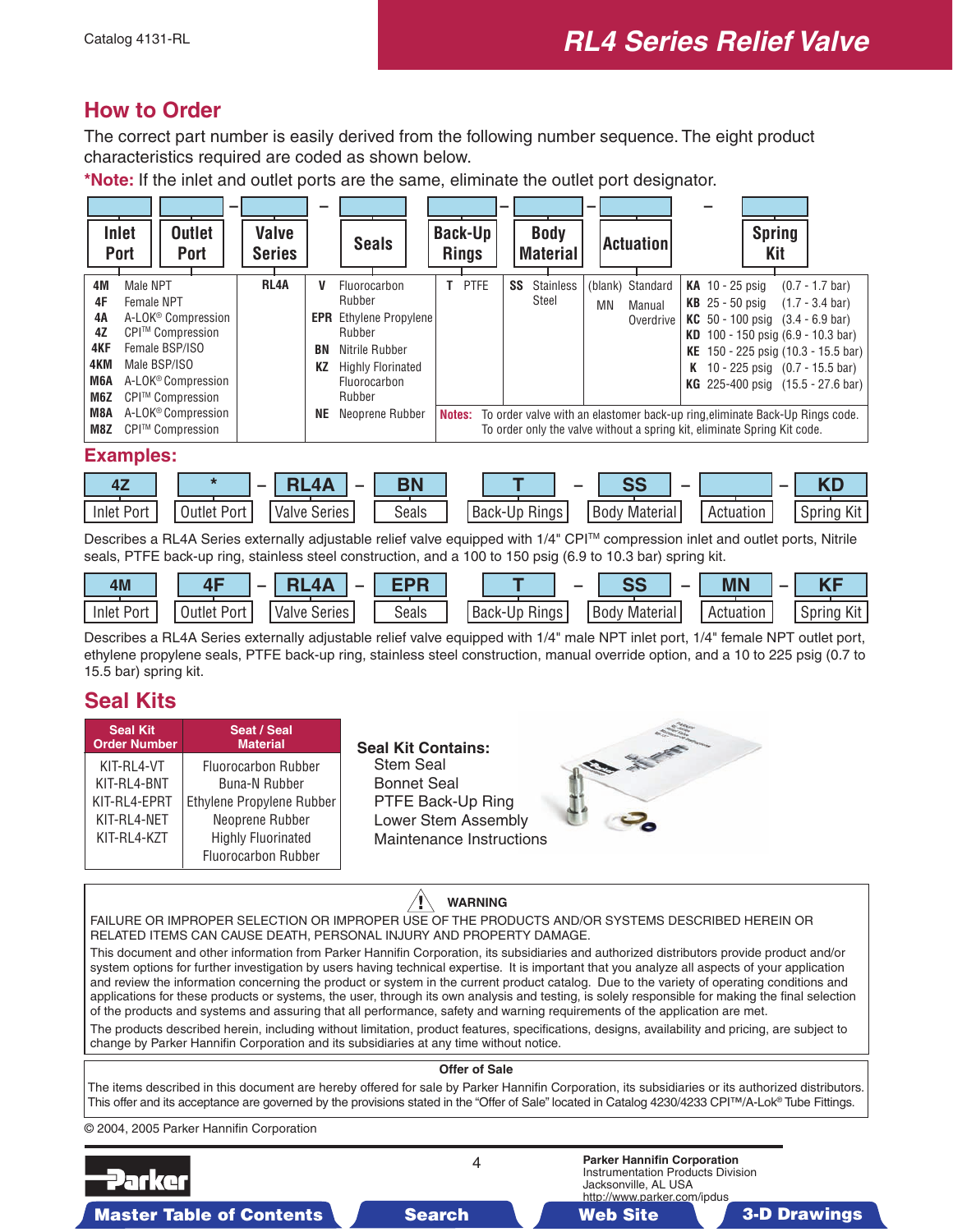## How to Order

The correct part number is easily derived from the following number sequence. The eight product characteristics required are coded as shown below.

***Note:** If the inlet and outlet ports are the same, eliminate the outlet port designator.

| Inlet Port / Outlet Port | Valve Series | Seals | Back-Up Rings | Body Material | Actuation | Spring Kit |
|---|---|---|---|---|---|---|
| **4M** Male NPT<br>**4F** Female NPT<br>**4A** A-LOK® Compression<br>**4Z** CPI™ Compression<br>**4KF** Female BSP/ISO<br>**4KM** Male BSP/ISO<br>**M6A** A-LOK® Compression<br>**M6Z** CPI™ Compression<br>**M8A** A-LOK® Compression<br>**M8Z** CPI™ Compression | **RL4A** | **V** Fluorocarbon Rubber<br>**EPR** Ethylene Propylene Rubber<br>**BN** Nitrile Rubber<br>**KZ** Highly Florinated Fluorocarbon Rubber<br>**NE** Neoprene Rubber | **T** PTFE | **SS** Stainless Steel | (blank) Standard<br>MN Manual Overdrive | **KA** 10 - 25 psig (0.7 - 1.7 bar)<br>**KB** 25 - 50 psig (1.7 - 3.4 bar)<br>**KC** 50 - 100 psig (3.4 - 6.9 bar)<br>**KD** 100 - 150 psig (6.9 - 10.3 bar)<br>**KE** 150 - 225 psig (10.3 - 15.5 bar)<br>**K** 10 - 225 psig (0.7 - 15.5 bar)<br>**KG** 225-400 psig (15.5 - 27.6 bar) |

**Notes:** To order valve with an elastomer back-up ring,eliminate Back-Up Rings code. To order only the valve without a spring kit, eliminate Spring Kit code.

## Examples:

| Inlet Port | Outlet Port | | Valve Series | | Seals | Back-Up Rings | | Body Material | | Actuation | | Spring Kit |
|---|---|---|---|---|---|---|---|---|---|---|---|---|
| 4Z | * | – | RL4A | – | BN | T | – | SS | – | | – | KD |

Describes a RL4A Series externally adjustable relief valve equipped with 1/4" CPI™ compression inlet and outlet ports, Nitrile seals, PTFE back-up ring, stainless steel construction, and a 100 to 150 psig (6.9 to 10.3 bar) spring kit.

| Inlet Port | Outlet Port | | Valve Series | | Seals | Back-Up Rings | | Body Material | | Actuation | | Spring Kit |
|---|---|---|---|---|---|---|---|---|---|---|---|---|
| 4M | 4F | – | RL4A | – | EPR | T | – | SS | – | MN | – | KF |

Describes a RL4A Series externally adjustable relief valve equipped with 1/4" male NPT inlet port, 1/4" female NPT outlet port, ethylene propylene seals, PTFE back-up ring, stainless steel construction, manual override option, and a 10 to 225 psig (0.7 to 15.5 bar) spring kit.

## Seal Kits

| Seal Kit Order Number | Seat / Seal Material |
|---|---|
| KIT-RL4-VT | Fluorocarbon Rubber |
| KIT-RL4-BNT | Buna-N Rubber |
| KIT-RL4-EPRT | Ethylene Propylene Rubber |
| KIT-RL4-NET | Neoprene Rubber |
| KIT-RL4-KZT | Highly Fluorinated Fluorocarbon Rubber |

**Seal Kit Contains:**
- Stem Seal
- Bonnet Seal
- PTFE Back-Up Ring
- Lower Stem Assembly
- Maintenance Instructions

**WARNING**

FAILURE OR IMPROPER SELECTION OR IMPROPER USE OF THE PRODUCTS AND/OR SYSTEMS DESCRIBED HEREIN OR RELATED ITEMS CAN CAUSE DEATH, PERSONAL INJURY AND PROPERTY DAMAGE.

This document and other information from Parker Hannifin Corporation, its subsidiaries and authorized distributors provide product and/or system options for further investigation by users having technical expertise. It is important that you analyze all aspects of your application and review the information concerning the product or system in the current product catalog. Due to the variety of operating conditions and applications for these products or systems, the user, through its own analysis and testing, is solely responsible for making the final selection of the products and systems and assuring that all performance, safety and warning requirements of the application are met.

The products described herein, including without limitation, product features, specifications, designs, availability and pricing, are subject to change by Parker Hannifin Corporation and its subsidiaries at any time without notice.

**Offer of Sale**

The items described in this document are hereby offered for sale by Parker Hannifin Corporation, its subsidiaries or its authorized distributors. This offer and its acceptance are governed by the provisions stated in the "Offer of Sale" located in Catalog 4230/4233 CPI™/A-Lok® Tube Fittings.

© 2004, 2005 Parker Hannifin Corporation

**Parker Hannifin Corporation**
Instrumentation Products Division
Jacksonville, AL USA
http://www.parker.com/ipdus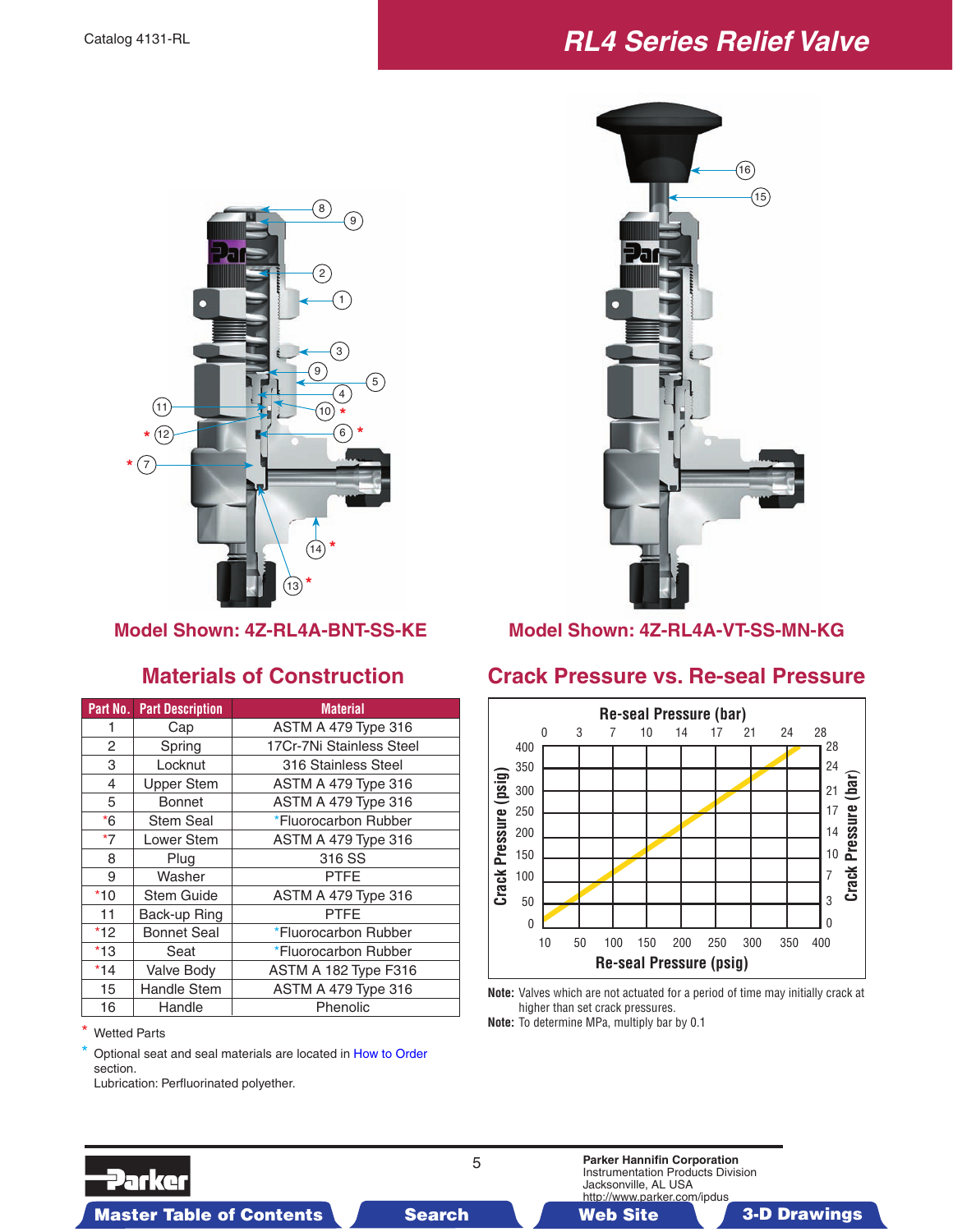Catalog 4131-RL

# RL4 Series Relief Valve

Model Shown: 4Z-RL4A-BNT-SS-KE

Model Shown: 4Z-RL4A-VT-SS-MN-KG

## Materials of Construction

| Part No. | Part Description | Material |
|---|---|---|
| 1 | Cap | ASTM A 479 Type 316 |
| 2 | Spring | 17Cr-7Ni Stainless Steel |
| 3 | Locknut | 316 Stainless Steel |
| 4 | Upper Stem | ASTM A 479 Type 316 |
| 5 | Bonnet | ASTM A 479 Type 316 |
| *6 | Stem Seal | *Fluorocarbon Rubber |
| *7 | Lower Stem | ASTM A 479 Type 316 |
| 8 | Plug | 316 SS |
| 9 | Washer | PTFE |
| *10 | Stem Guide | ASTM A 479 Type 316 |
| 11 | Back-up Ring | PTFE |
| *12 | Bonnet Seal | *Fluorocarbon Rubber |
| *13 | Seat | *Fluorocarbon Rubber |
| *14 | Valve Body | ASTM A 182 Type F316 |
| 15 | Handle Stem | ASTM A 479 Type 316 |
| 16 | Handle | Phenolic |

\* Wetted Parts

\* Optional seat and seal materials are located in How to Order section.

Lubrication: Perfluorinated polyether.

## Crack Pressure vs. Re-seal Pressure

Re-seal Pressure (bar): 0, 3, 7, 10, 14, 17, 21, 24, 28

Crack Pressure (psig): 0, 50, 100, 150, 200, 250, 300, 350, 400

Crack Pressure (bar): 0, 3, 7, 10, 14, 17, 21, 24, 28

Re-seal Pressure (psig): 10, 50, 100, 150, 200, 250, 300, 350, 400

**Note:** Valves which are not actuated for a period of time may initially crack at higher than set crack pressures.

**Note:** To determine MPa, multiply bar by 0.1

Parker Hannifin Corporation
Instrumentation Products Division
Jacksonville, AL USA
http://www.parker.com/ipdus

Master Table of Contents | Search | Web Site | 3-D Drawings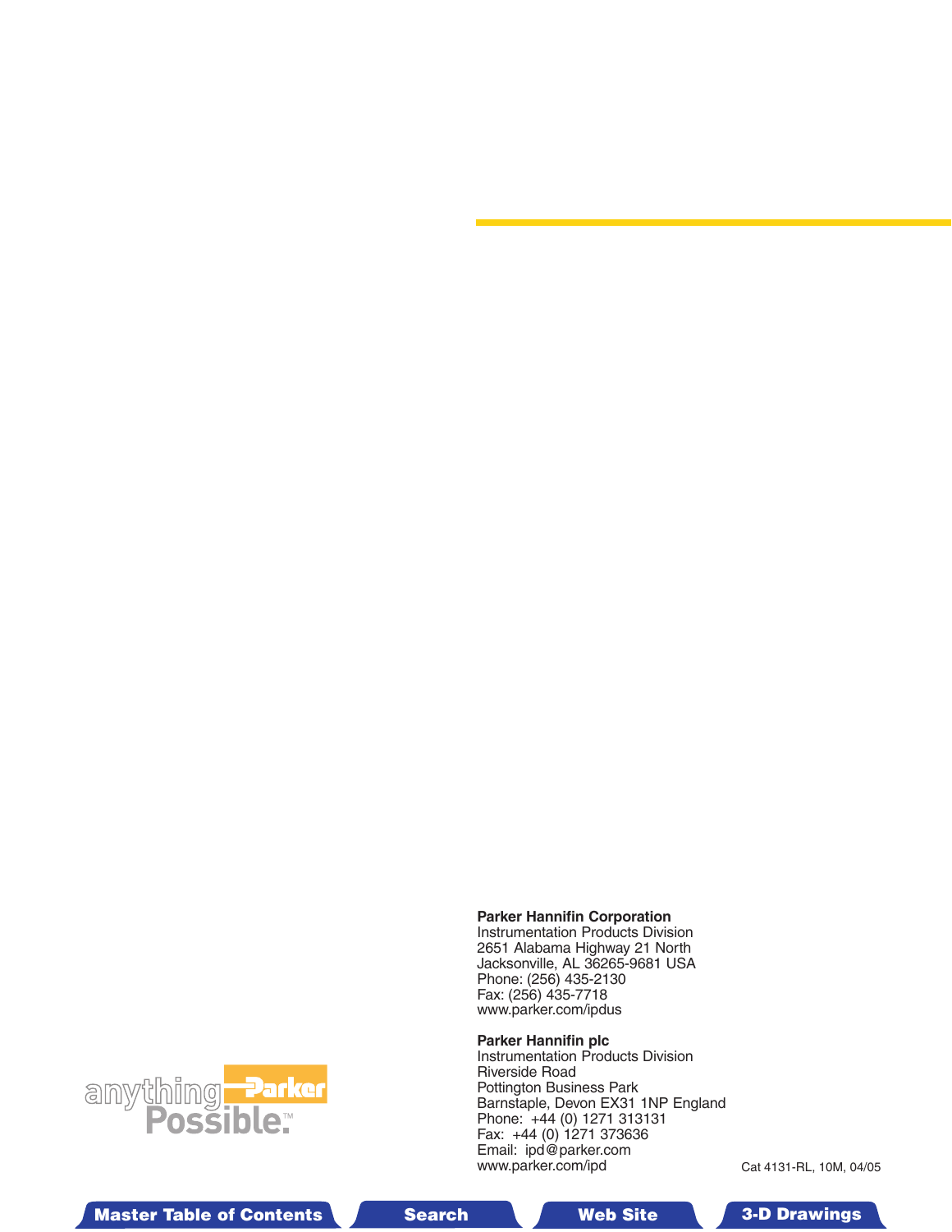**Parker Hannifin Corporation**
Instrumentation Products Division
2651 Alabama Highway 21 North
Jacksonville, AL 36265-9681 USA
Phone: (256) 435-2130
Fax: (256) 435-7718
www.parker.com/ipdus

**Parker Hannifin plc**
Instrumentation Products Division
Riverside Road
Pottington Business Park
Barnstaple, Devon EX31 1NP England
Phone: +44 (0) 1271 313131
Fax: +44 (0) 1271 373636
Email: ipd@parker.com
www.parker.com/ipd

anything Parker Possible.™

Cat 4131-RL, 10M, 04/05

Master Table of Contents | Search | Web Site | 3-D Drawings